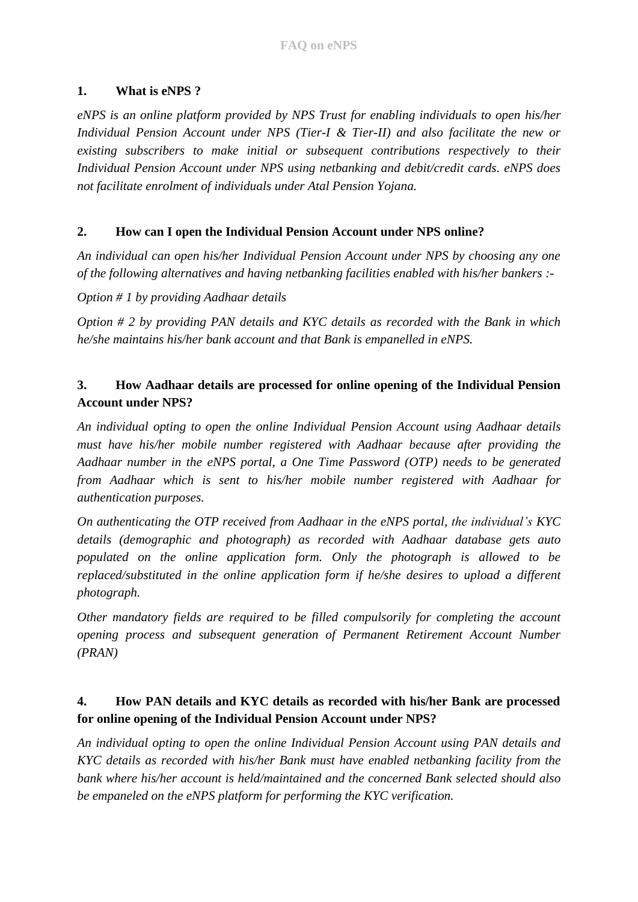# FAQ on eNPS

**1. What is eNPS ?**

*eNPS is an online platform provided by NPS Trust for enabling individuals to open his/her Individual Pension Account under NPS (Tier-I & Tier-II) and also facilitate the new or existing subscribers to make initial or subsequent contributions respectively to their Individual Pension Account under NPS using netbanking and debit/credit cards. eNPS does not facilitate enrolment of individuals under Atal Pension Yojana.*

**2. How can I open the Individual Pension Account under NPS online?**

*An individual can open his/her Individual Pension Account under NPS by choosing any one of the following alternatives and having netbanking facilities enabled with his/her bankers :-*

*Option # 1 by providing Aadhaar details*

*Option # 2 by providing PAN details and KYC details as recorded with the Bank in which he/she maintains his/her bank account and that Bank is empanelled in eNPS.*

**3. How Aadhaar details are processed for online opening of the Individual Pension Account under NPS?**

*An individual opting to open the online Individual Pension Account using Aadhaar details must have his/her mobile number registered with Aadhaar because after providing the Aadhaar number in the eNPS portal, a One Time Password (OTP) needs to be generated from Aadhaar which is sent to his/her mobile number registered with Aadhaar for authentication purposes.*

*On authenticating the OTP received from Aadhaar in the eNPS portal, the individual's KYC details (demographic and photograph) as recorded with Aadhaar database gets auto populated on the online application form. Only the photograph is allowed to be replaced/substituted in the online application form if he/she desires to upload a different photograph.*

*Other mandatory fields are required to be filled compulsorily for completing the account opening process and subsequent generation of Permanent Retirement Account Number (PRAN)*

**4. How PAN details and KYC details as recorded with his/her Bank are processed for online opening of the Individual Pension Account under NPS?**

*An individual opting to open the online Individual Pension Account using PAN details and KYC details as recorded with his/her Bank must have enabled netbanking facility from the bank where his/her account is held/maintained and the concerned Bank selected should also be empaneled on the eNPS platform for performing the KYC verification.*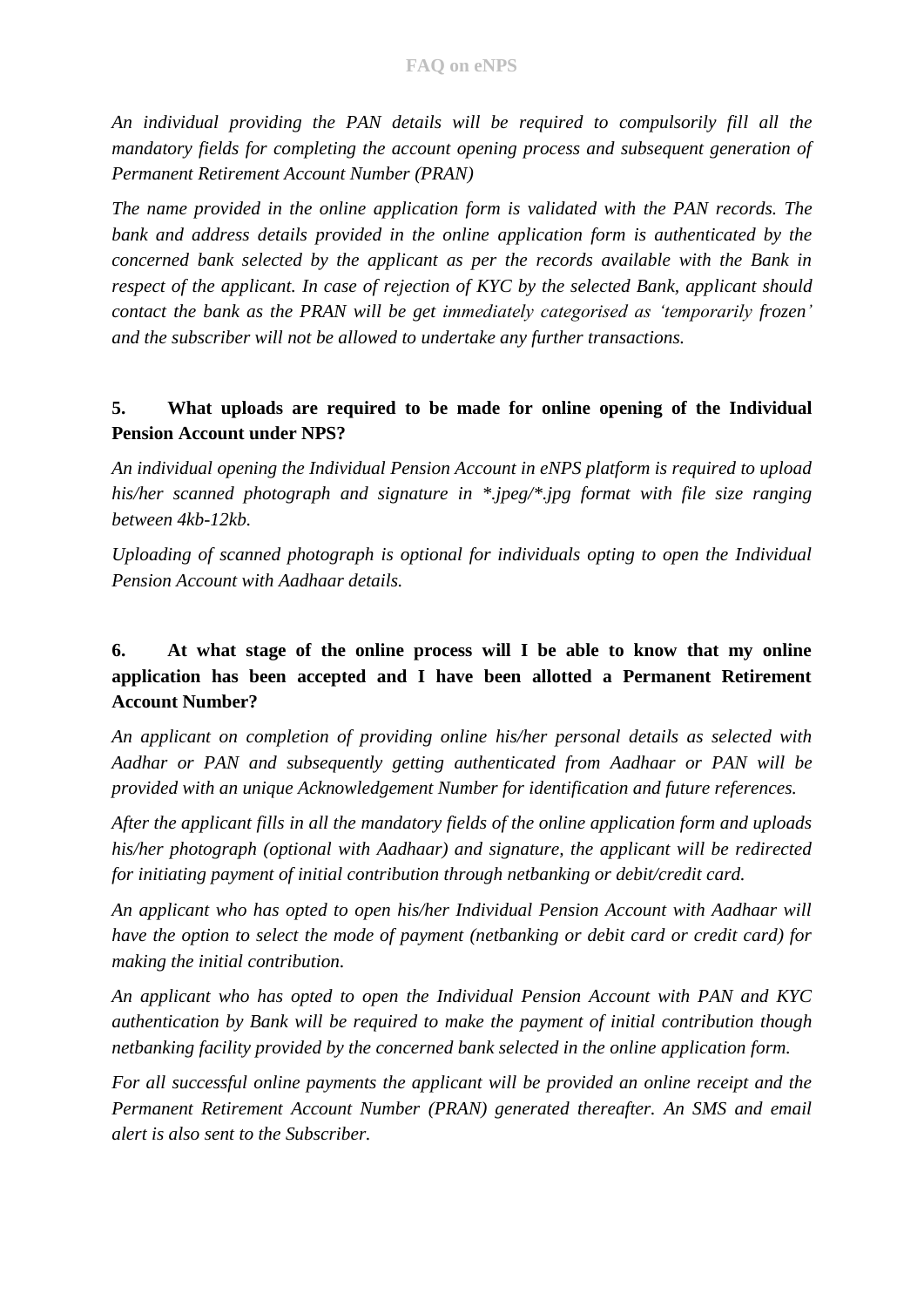*An individual providing the PAN details will be required to compulsorily fill all the mandatory fields for completing the account opening process and subsequent generation of Permanent Retirement Account Number (PRAN)*

*The name provided in the online application form is validated with the PAN records. The bank and address details provided in the online application form is authenticated by the concerned bank selected by the applicant as per the records available with the Bank in respect of the applicant. In case of rejection of KYC by the selected Bank, applicant should contact the bank as the PRAN will be get immediately categorised as 'temporarily frozen' and the subscriber will not be allowed to undertake any further transactions.*

**5. What uploads are required to be made for online opening of the Individual Pension Account under NPS?**

*An individual opening the Individual Pension Account in eNPS platform is required to upload his/her scanned photograph and signature in *.jpeg/*.jpg format with file size ranging between 4kb-12kb.*

*Uploading of scanned photograph is optional for individuals opting to open the Individual Pension Account with Aadhaar details.*

**6. At what stage of the online process will I be able to know that my online application has been accepted and I have been allotted a Permanent Retirement Account Number?**

*An applicant on completion of providing online his/her personal details as selected with Aadhar or PAN and subsequently getting authenticated from Aadhaar or PAN will be provided with an unique Acknowledgement Number for identification and future references.*

*After the applicant fills in all the mandatory fields of the online application form and uploads his/her photograph (optional with Aadhaar) and signature, the applicant will be redirected for initiating payment of initial contribution through netbanking or debit/credit card.*

*An applicant who has opted to open his/her Individual Pension Account with Aadhaar will have the option to select the mode of payment (netbanking or debit card or credit card) for making the initial contribution.*

*An applicant who has opted to open the Individual Pension Account with PAN and KYC authentication by Bank will be required to make the payment of initial contribution though netbanking facility provided by the concerned bank selected in the online application form.*

*For all successful online payments the applicant will be provided an online receipt and the Permanent Retirement Account Number (PRAN) generated thereafter. An SMS and email alert is also sent to the Subscriber.*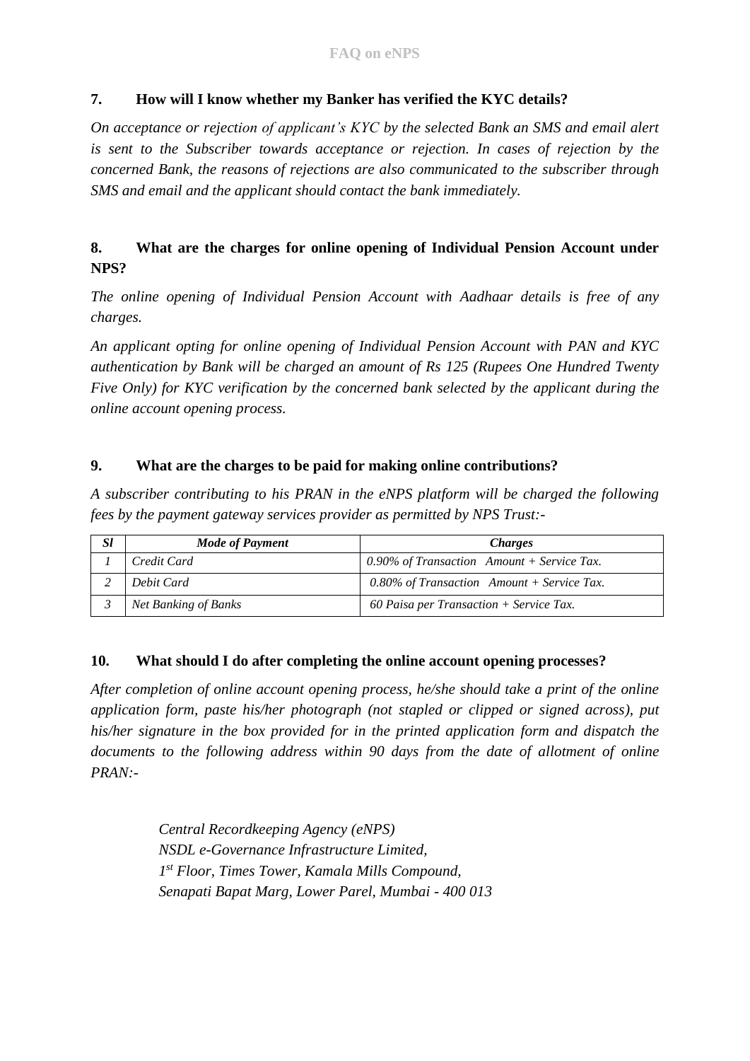### 7. How will I know whether my Banker has verified the KYC details?

*On acceptance or rejection of applicant's KYC by the selected Bank an SMS and email alert is sent to the Subscriber towards acceptance or rejection. In cases of rejection by the concerned Bank, the reasons of rejections are also communicated to the subscriber through SMS and email and the applicant should contact the bank immediately.*

### 8. What are the charges for online opening of Individual Pension Account under NPS?

*The online opening of Individual Pension Account with Aadhaar details is free of any charges.*

*An applicant opting for online opening of Individual Pension Account with PAN and KYC authentication by Bank will be charged an amount of Rs 125 (Rupees One Hundred Twenty Five Only) for KYC verification by the concerned bank selected by the applicant during the online account opening process.*

### 9. What are the charges to be paid for making online contributions?

*A subscriber contributing to his PRAN in the eNPS platform will be charged the following fees by the payment gateway services provider as permitted by NPS Trust:-*

| ***Sl*** | ***Mode of Payment*** | ***Charges*** |
|---|---|---|
| *1* | *Credit Card* | *0.90% of Transaction Amount + Service Tax.* |
| *2* | *Debit Card* | *0.80% of Transaction Amount + Service Tax.* |
| *3* | *Net Banking of Banks* | *60 Paisa per Transaction + Service Tax.* |

### 10. What should I do after completing the online account opening processes?

*After completion of online account opening process, he/she should take a print of the online application form, paste his/her photograph (not stapled or clipped or signed across), put his/her signature in the box provided for in the printed application form and dispatch the documents to the following address within 90 days from the date of allotment of online PRAN:-*

*Central Recordkeeping Agency (eNPS)*
*NSDL e-Governance Infrastructure Limited,*
*1st Floor, Times Tower, Kamala Mills Compound,*
*Senapati Bapat Marg, Lower Parel, Mumbai - 400 013*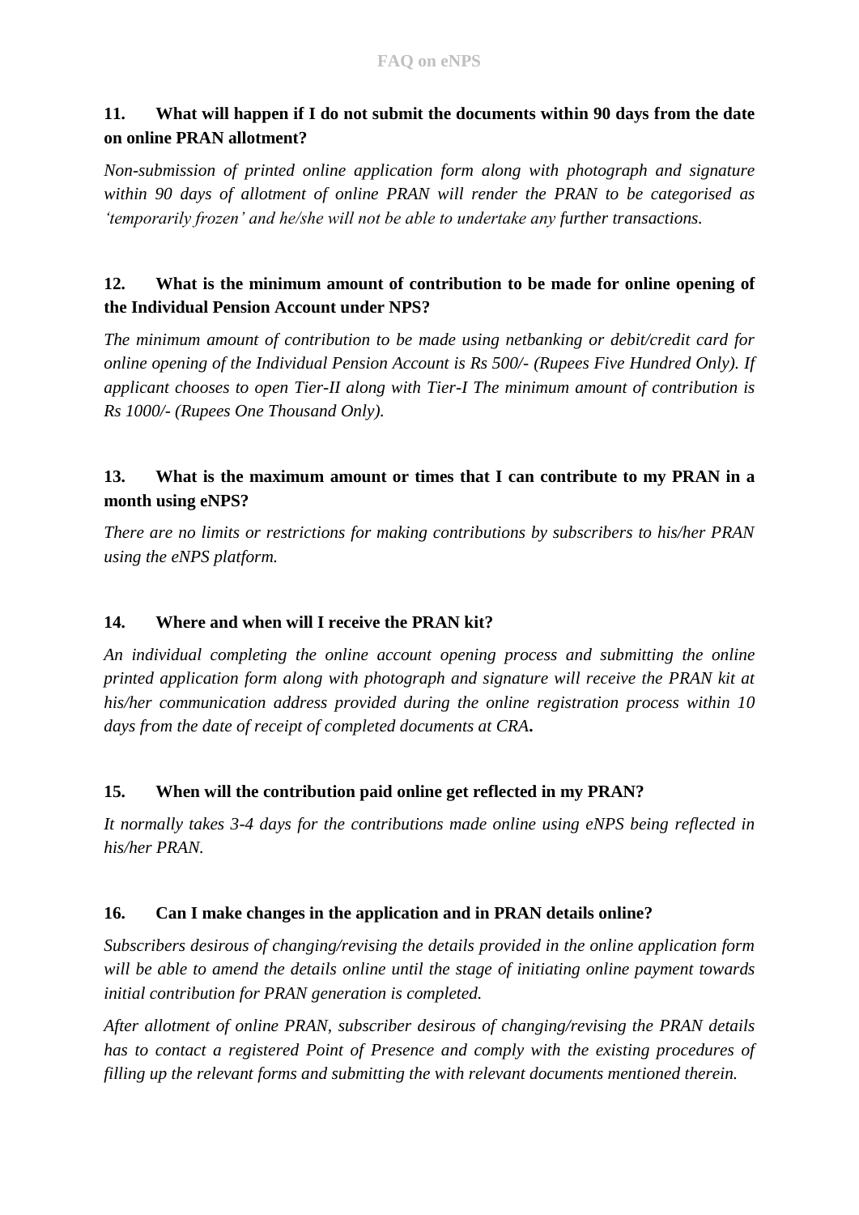**11. What will happen if I do not submit the documents within 90 days from the date on online PRAN allotment?**

*Non-submission of printed online application form along with photograph and signature within 90 days of allotment of online PRAN will render the PRAN to be categorised as 'temporarily frozen' and he/she will not be able to undertake any further transactions.*

**12. What is the minimum amount of contribution to be made for online opening of the Individual Pension Account under NPS?**

*The minimum amount of contribution to be made using netbanking or debit/credit card for online opening of the Individual Pension Account is Rs 500/- (Rupees Five Hundred Only). If applicant chooses to open Tier-II along with Tier-I The minimum amount of contribution is Rs 1000/- (Rupees One Thousand Only).*

**13. What is the maximum amount or times that I can contribute to my PRAN in a month using eNPS?**

*There are no limits or restrictions for making contributions by subscribers to his/her PRAN using the eNPS platform.*

**14. Where and when will I receive the PRAN kit?**

*An individual completing the online account opening process and submitting the online printed application form along with photograph and signature will receive the PRAN kit at his/her communication address provided during the online registration process within 10 days from the date of receipt of completed documents at CRA***.**

**15. When will the contribution paid online get reflected in my PRAN?**

*It normally takes 3-4 days for the contributions made online using eNPS being reflected in his/her PRAN.*

**16. Can I make changes in the application and in PRAN details online?**

*Subscribers desirous of changing/revising the details provided in the online application form will be able to amend the details online until the stage of initiating online payment towards initial contribution for PRAN generation is completed.*

*After allotment of online PRAN, subscriber desirous of changing/revising the PRAN details has to contact a registered Point of Presence and comply with the existing procedures of filling up the relevant forms and submitting the with relevant documents mentioned therein.*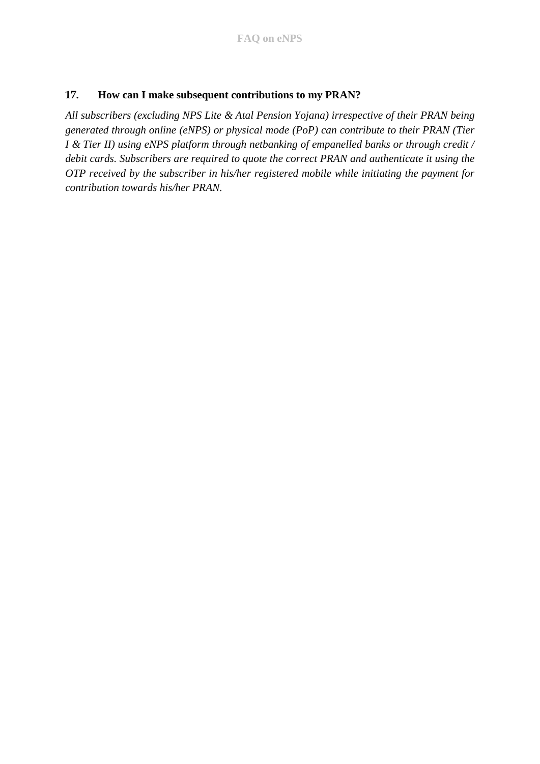### 17. How can I make subsequent contributions to my PRAN?

*All subscribers (excluding NPS Lite & Atal Pension Yojana) irrespective of their PRAN being generated through online (eNPS) or physical mode (PoP) can contribute to their PRAN (Tier I & Tier II) using eNPS platform through netbanking of empanelled banks or through credit / debit cards. Subscribers are required to quote the correct PRAN and authenticate it using the OTP received by the subscriber in his/her registered mobile while initiating the payment for contribution towards his/her PRAN.*